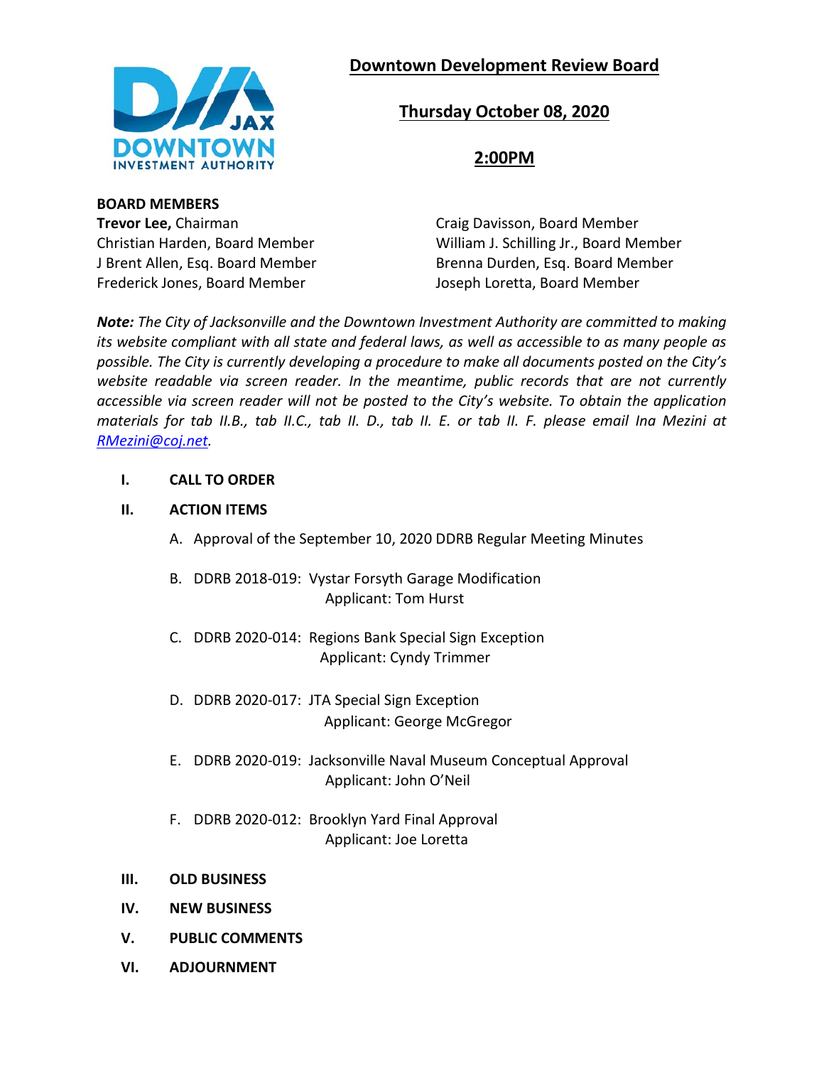# Downtown Development Review Board

## Thursday October 08, 2020

## 2:00PM

**BOARD MEMBERS**

**Trevor Lee,** Chairman
Christian Harden, Board Member
J Brent Allen, Esq. Board Member
Frederick Jones, Board Member
Craig Davisson, Board Member
William J. Schilling Jr., Board Member
Brenna Durden, Esq. Board Member
Joseph Loretta, Board Member

***Note:*** *The City of Jacksonville and the Downtown Investment Authority are committed to making its website compliant with all state and federal laws, as well as accessible to as many people as possible. The City is currently developing a procedure to make all documents posted on the City's website readable via screen reader. In the meantime, public records that are not currently accessible via screen reader will not be posted to the City's website. To obtain the application materials for tab II.B., tab II.C., tab II. D., tab II. E. or tab II. F. please email Ina Mezini at [RMezini@coj.net](mailto:RMezini@coj.net).*

**I. CALL TO ORDER**

**II. ACTION ITEMS**

A. Approval of the September 10, 2020 DDRB Regular Meeting Minutes

B. DDRB 2018-019: Vystar Forsyth Garage Modification
Applicant: Tom Hurst

C. DDRB 2020-014: Regions Bank Special Sign Exception
Applicant: Cyndy Trimmer

D. DDRB 2020-017: JTA Special Sign Exception
Applicant: George McGregor

E. DDRB 2020-019: Jacksonville Naval Museum Conceptual Approval
Applicant: John O'Neil

F. DDRB 2020-012: Brooklyn Yard Final Approval
Applicant: Joe Loretta

**III. OLD BUSINESS**

**IV. NEW BUSINESS**

**V. PUBLIC COMMENTS**

**VI. ADJOURNMENT**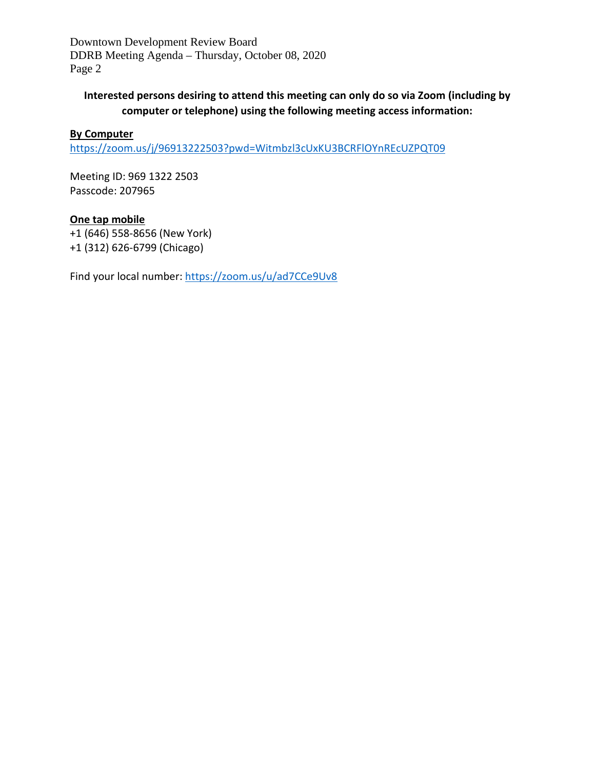**Interested persons desiring to attend this meeting can only do so via Zoom (including by computer or telephone) using the following meeting access information:**

**By Computer**

https://zoom.us/j/96913222503?pwd=Witmbzl3cUxKU3BCRFlOYnREcUZPQT09

Meeting ID: 969 1322 2503
Passcode: 207965

**One tap mobile**

+1 (646) 558-8656 (New York)
+1 (312) 626-6799 (Chicago)

Find your local number: https://zoom.us/u/ad7CCe9Uv8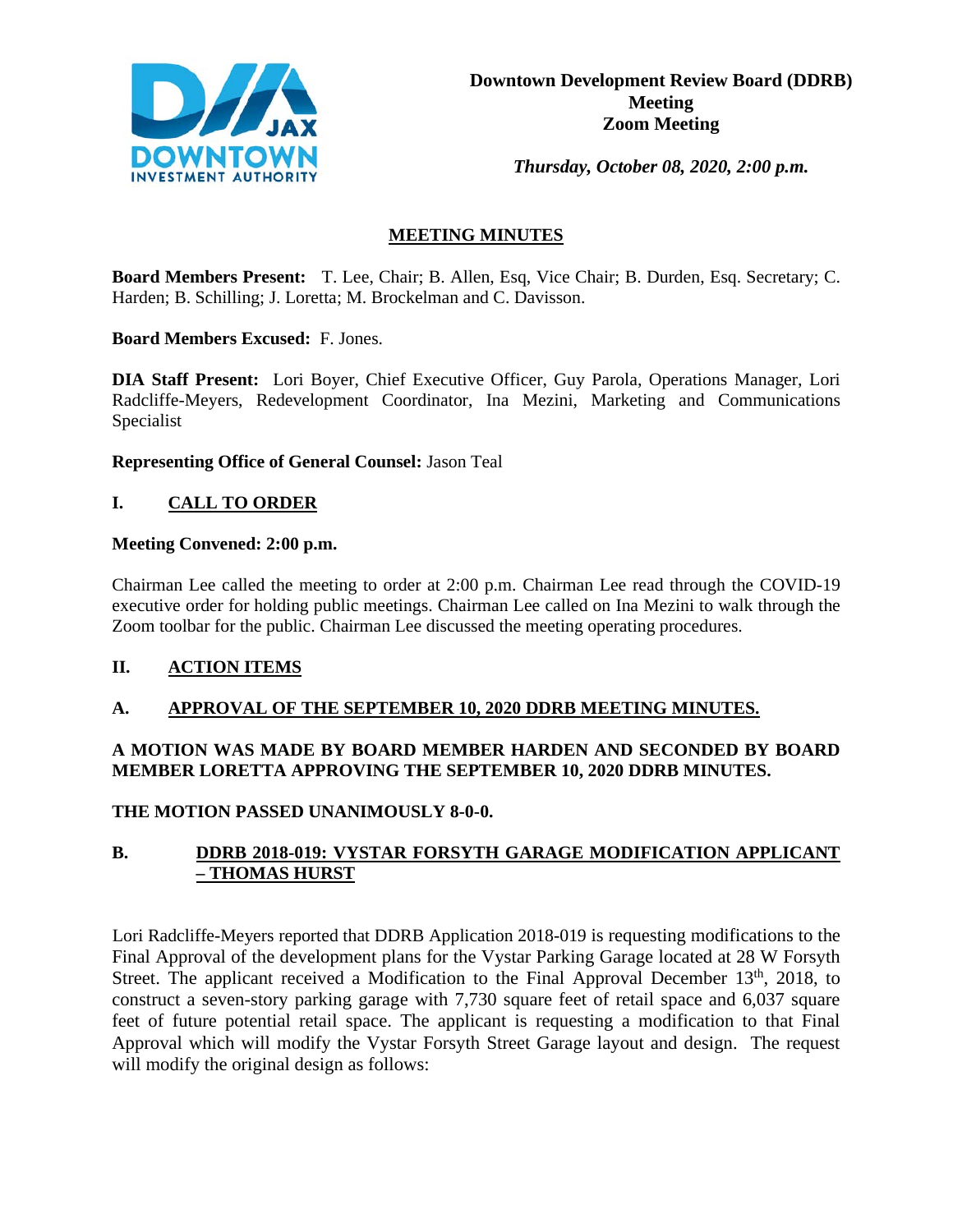**Downtown Development Review Board (DDRB) Meeting Zoom Meeting**

*Thursday, October 08, 2020, 2:00 p.m.*

## MEETING MINUTES

**Board Members Present:** T. Lee, Chair; B. Allen, Esq, Vice Chair; B. Durden, Esq. Secretary; C. Harden; B. Schilling; J. Loretta; M. Brockelman and C. Davisson.

**Board Members Excused:** F. Jones.

**DIA Staff Present:** Lori Boyer, Chief Executive Officer, Guy Parola, Operations Manager, Lori Radcliffe-Meyers, Redevelopment Coordinator, Ina Mezini, Marketing and Communications Specialist

**Representing Office of General Counsel:** Jason Teal

## I. CALL TO ORDER

**Meeting Convened: 2:00 p.m.**

Chairman Lee called the meeting to order at 2:00 p.m. Chairman Lee read through the COVID-19 executive order for holding public meetings. Chairman Lee called on Ina Mezini to walk through the Zoom toolbar for the public. Chairman Lee discussed the meeting operating procedures.

## II. ACTION ITEMS

### A. APPROVAL OF THE SEPTEMBER 10, 2020 DDRB MEETING MINUTES.

**A MOTION WAS MADE BY BOARD MEMBER HARDEN AND SECONDED BY BOARD MEMBER LORETTA APPROVING THE SEPTEMBER 10, 2020 DDRB MINUTES.**

**THE MOTION PASSED UNANIMOUSLY 8-0-0.**

### B. DDRB 2018-019: VYSTAR FORSYTH GARAGE MODIFICATION APPLICANT – THOMAS HURST

Lori Radcliffe-Meyers reported that DDRB Application 2018-019 is requesting modifications to the Final Approval of the development plans for the Vystar Parking Garage located at 28 W Forsyth Street. The applicant received a Modification to the Final Approval December 13th, 2018, to construct a seven-story parking garage with 7,730 square feet of retail space and 6,037 square feet of future potential retail space. The applicant is requesting a modification to that Final Approval which will modify the Vystar Forsyth Street Garage layout and design. The request will modify the original design as follows: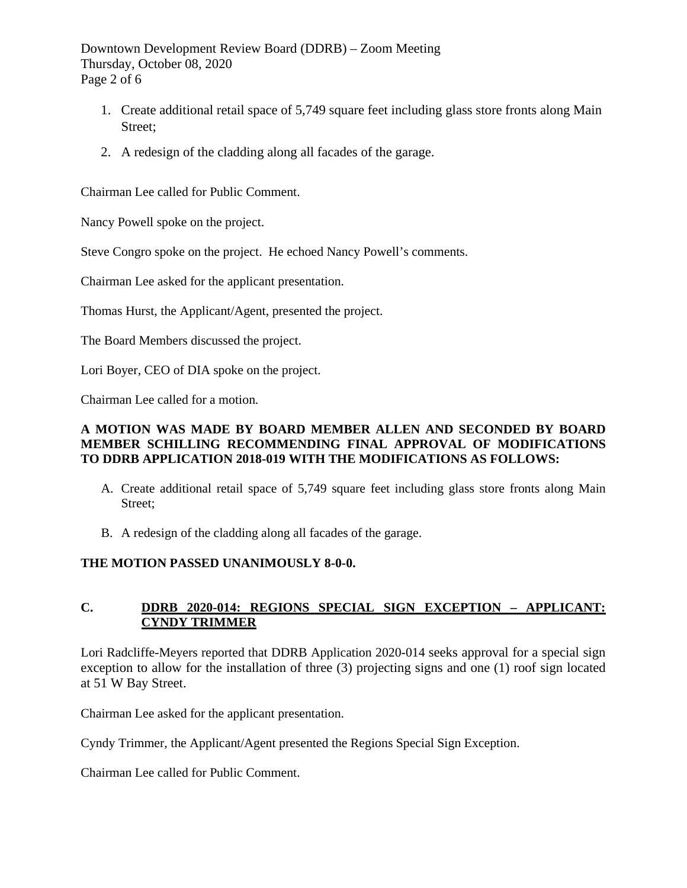1. Create additional retail space of 5,749 square feet including glass store fronts along Main Street;
2. A redesign of the cladding along all facades of the garage.

Chairman Lee called for Public Comment.

Nancy Powell spoke on the project.

Steve Congro spoke on the project. He echoed Nancy Powell's comments.

Chairman Lee asked for the applicant presentation.

Thomas Hurst, the Applicant/Agent, presented the project.

The Board Members discussed the project.

Lori Boyer, CEO of DIA spoke on the project.

Chairman Lee called for a motion.

**A MOTION WAS MADE BY BOARD MEMBER ALLEN AND SECONDED BY BOARD MEMBER SCHILLING RECOMMENDING FINAL APPROVAL OF MODIFICATIONS TO DDRB APPLICATION 2018-019 WITH THE MODIFICATIONS AS FOLLOWS:**

A. Create additional retail space of 5,749 square feet including glass store fronts along Main Street;

B. A redesign of the cladding along all facades of the garage.

**THE MOTION PASSED UNANIMOUSLY 8-0-0.**

### C. <u>DDRB 2020-014: REGIONS SPECIAL SIGN EXCEPTION – APPLICANT: CYNDY TRIMMER</u>

Lori Radcliffe-Meyers reported that DDRB Application 2020-014 seeks approval for a special sign exception to allow for the installation of three (3) projecting signs and one (1) roof sign located at 51 W Bay Street.

Chairman Lee asked for the applicant presentation.

Cyndy Trimmer, the Applicant/Agent presented the Regions Special Sign Exception.

Chairman Lee called for Public Comment.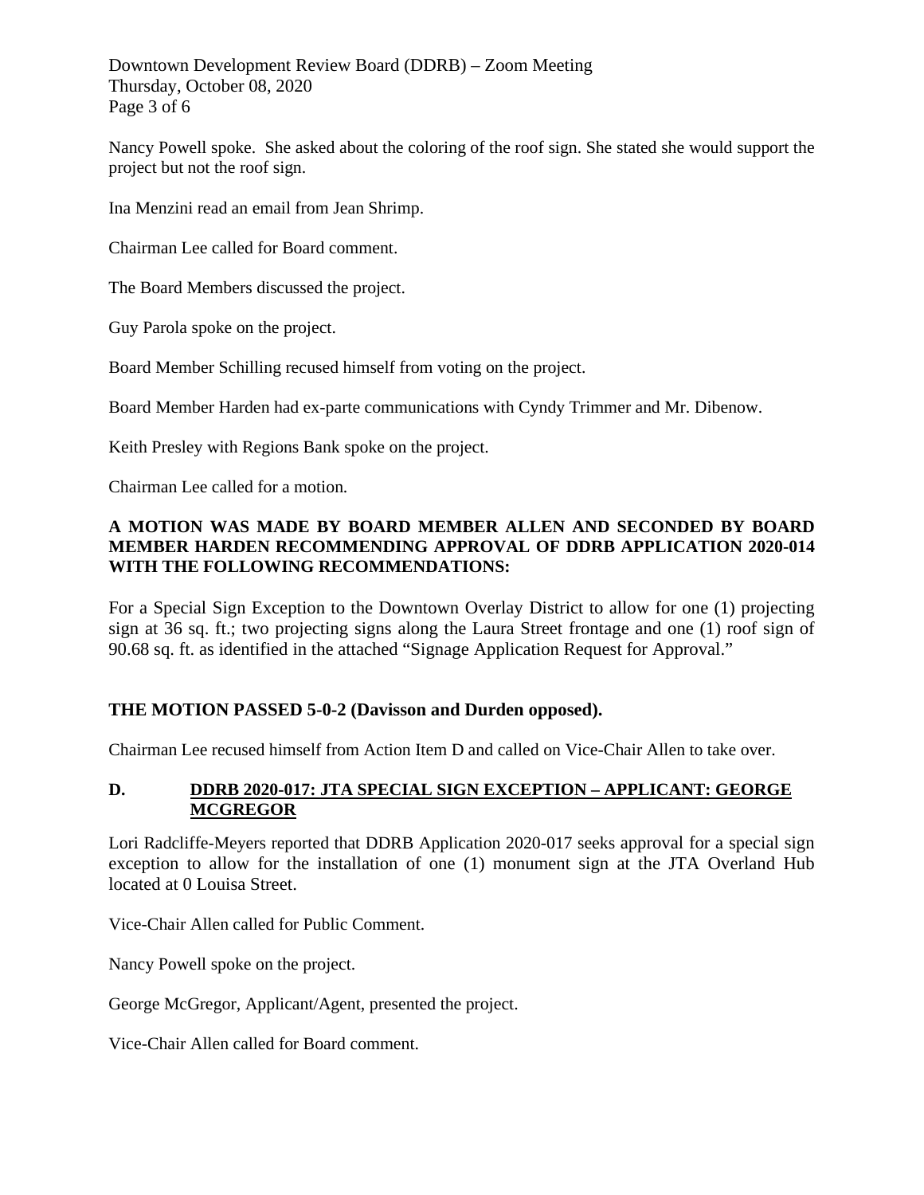Nancy Powell spoke. She asked about the coloring of the roof sign. She stated she would support the project but not the roof sign.

Ina Menzini read an email from Jean Shrimp.

Chairman Lee called for Board comment.

The Board Members discussed the project.

Guy Parola spoke on the project.

Board Member Schilling recused himself from voting on the project.

Board Member Harden had ex-parte communications with Cyndy Trimmer and Mr. Dibenow.

Keith Presley with Regions Bank spoke on the project.

Chairman Lee called for a motion.

**A MOTION WAS MADE BY BOARD MEMBER ALLEN AND SECONDED BY BOARD MEMBER HARDEN RECOMMENDING APPROVAL OF DDRB APPLICATION 2020-014 WITH THE FOLLOWING RECOMMENDATIONS:**

For a Special Sign Exception to the Downtown Overlay District to allow for one (1) projecting sign at 36 sq. ft.; two projecting signs along the Laura Street frontage and one (1) roof sign of 90.68 sq. ft. as identified in the attached "Signage Application Request for Approval."

**THE MOTION PASSED 5-0-2 (Davisson and Durden opposed).**

Chairman Lee recused himself from Action Item D and called on Vice-Chair Allen to take over.

**D. <u>DDRB 2020-017: JTA SPECIAL SIGN EXCEPTION – APPLICANT: GEORGE MCGREGOR</u>**

Lori Radcliffe-Meyers reported that DDRB Application 2020-017 seeks approval for a special sign exception to allow for the installation of one (1) monument sign at the JTA Overland Hub located at 0 Louisa Street.

Vice-Chair Allen called for Public Comment.

Nancy Powell spoke on the project.

George McGregor, Applicant/Agent, presented the project.

Vice-Chair Allen called for Board comment.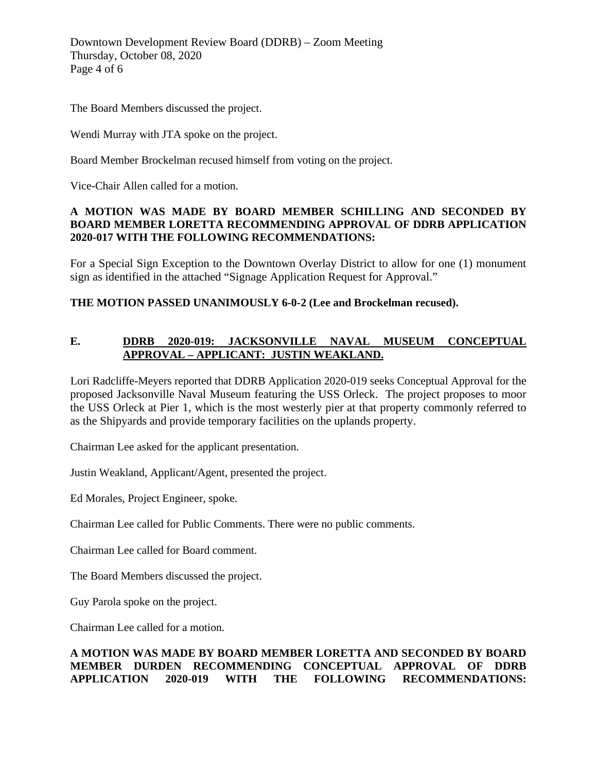The Board Members discussed the project.

Wendi Murray with JTA spoke on the project.

Board Member Brockelman recused himself from voting on the project.

Vice-Chair Allen called for a motion.

**A MOTION WAS MADE BY BOARD MEMBER SCHILLING AND SECONDED BY BOARD MEMBER LORETTA RECOMMENDING APPROVAL OF DDRB APPLICATION 2020-017 WITH THE FOLLOWING RECOMMENDATIONS:**

For a Special Sign Exception to the Downtown Overlay District to allow for one (1) monument sign as identified in the attached "Signage Application Request for Approval."

**THE MOTION PASSED UNANIMOUSLY 6-0-2 (Lee and Brockelman recused).**

**E. <u>DDRB 2020-019: JACKSONVILLE NAVAL MUSEUM CONCEPTUAL APPROVAL – APPLICANT: JUSTIN WEAKLAND.</u>**

Lori Radcliffe-Meyers reported that DDRB Application 2020-019 seeks Conceptual Approval for the proposed Jacksonville Naval Museum featuring the USS Orleck. The project proposes to moor the USS Orleck at Pier 1, which is the most westerly pier at that property commonly referred to as the Shipyards and provide temporary facilities on the uplands property.

Chairman Lee asked for the applicant presentation.

Justin Weakland, Applicant/Agent, presented the project.

Ed Morales, Project Engineer, spoke.

Chairman Lee called for Public Comments. There were no public comments.

Chairman Lee called for Board comment.

The Board Members discussed the project.

Guy Parola spoke on the project.

Chairman Lee called for a motion.

**A MOTION WAS MADE BY BOARD MEMBER LORETTA AND SECONDED BY BOARD MEMBER DURDEN RECOMMENDING CONCEPTUAL APPROVAL OF DDRB APPLICATION 2020-019 WITH THE FOLLOWING RECOMMENDATIONS:**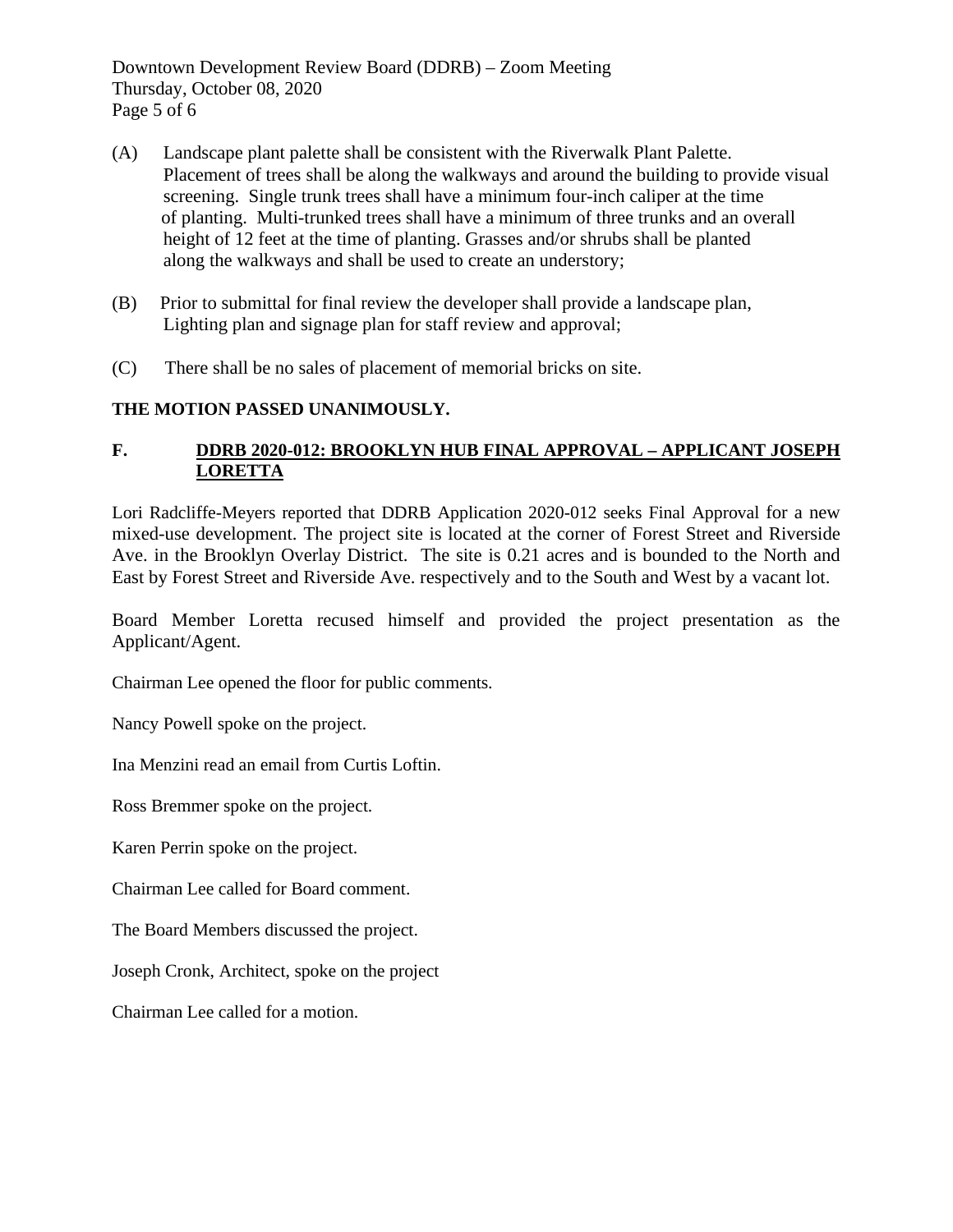(A) Landscape plant palette shall be consistent with the Riverwalk Plant Palette. Placement of trees shall be along the walkways and around the building to provide visual screening. Single trunk trees shall have a minimum four-inch caliper at the time of planting. Multi-trunked trees shall have a minimum of three trunks and an overall height of 12 feet at the time of planting. Grasses and/or shrubs shall be planted along the walkways and shall be used to create an understory;

(B) Prior to submittal for final review the developer shall provide a landscape plan, Lighting plan and signage plan for staff review and approval;

(C) There shall be no sales of placement of memorial bricks on site.

**THE MOTION PASSED UNANIMOUSLY.**

**F. <u>DDRB 2020-012: BROOKLYN HUB FINAL APPROVAL – APPLICANT JOSEPH LORETTA</u>**

Lori Radcliffe-Meyers reported that DDRB Application 2020-012 seeks Final Approval for a new mixed-use development. The project site is located at the corner of Forest Street and Riverside Ave. in the Brooklyn Overlay District. The site is 0.21 acres and is bounded to the North and East by Forest Street and Riverside Ave. respectively and to the South and West by a vacant lot.

Board Member Loretta recused himself and provided the project presentation as the Applicant/Agent.

Chairman Lee opened the floor for public comments.

Nancy Powell spoke on the project.

Ina Menzini read an email from Curtis Loftin.

Ross Bremmer spoke on the project.

Karen Perrin spoke on the project.

Chairman Lee called for Board comment.

The Board Members discussed the project.

Joseph Cronk, Architect, spoke on the project

Chairman Lee called for a motion.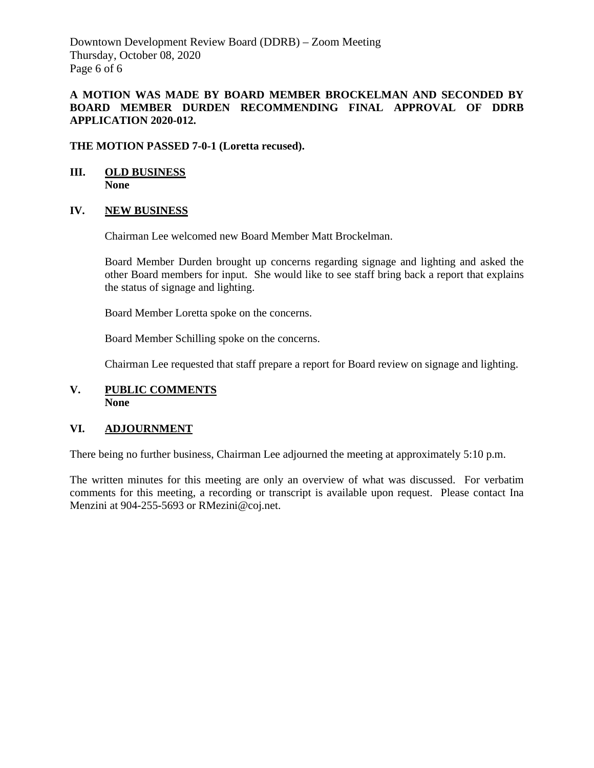**A MOTION WAS MADE BY BOARD MEMBER BROCKELMAN AND SECONDED BY BOARD MEMBER DURDEN RECOMMENDING FINAL APPROVAL OF DDRB APPLICATION 2020-012.**

**THE MOTION PASSED 7-0-1 (Loretta recused).**

## III. OLD BUSINESS

**None**

## IV. NEW BUSINESS

Chairman Lee welcomed new Board Member Matt Brockelman.

Board Member Durden brought up concerns regarding signage and lighting and asked the other Board members for input. She would like to see staff bring back a report that explains the status of signage and lighting.

Board Member Loretta spoke on the concerns.

Board Member Schilling spoke on the concerns.

Chairman Lee requested that staff prepare a report for Board review on signage and lighting.

## V. PUBLIC COMMENTS

**None**

## VI. ADJOURNMENT

There being no further business, Chairman Lee adjourned the meeting at approximately 5:10 p.m.

The written minutes for this meeting are only an overview of what was discussed. For verbatim comments for this meeting, a recording or transcript is available upon request. Please contact Ina Menzini at 904-255-5693 or RMezini@coj.net.